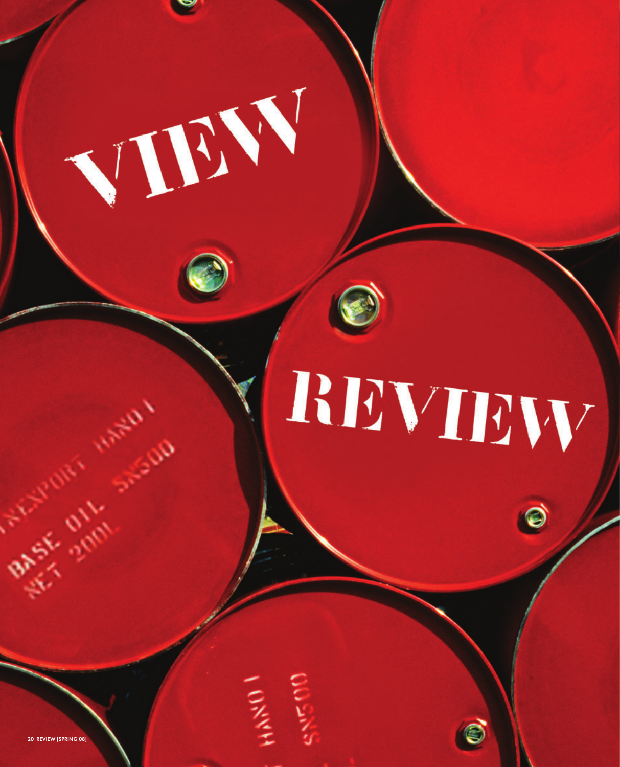# VIEW

# REVIEW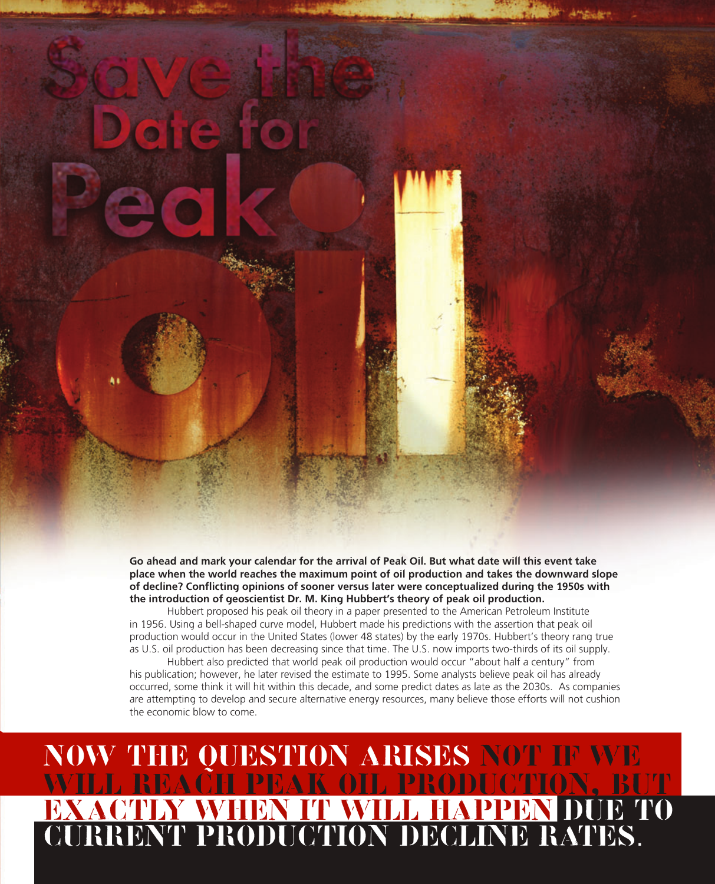# Save the Date for Peak oil

**Go ahead and mark your calendar for the arrival of Peak Oil. But what date will this event take place when the world reaches the maximum point of oil production and takes the downward slope of decline? Conflicting opinions of sooner versus later were conceptualized during the 1950s with the introduction of geoscientist Dr. M. King Hubbert's theory of peak oil production.**

Hubbert proposed his peak oil theory in a paper presented to the American Petroleum Institute in 1956. Using a bell-shaped curve model, Hubbert made his predictions with the assertion that peak oil production would occur in the United States (lower 48 states) by the early 1970s. Hubbert's theory rang true as U.S. oil production has been decreasing since that time. The U.S. now imports two-thirds of its oil supply.

Hubbert also predicted that world peak oil production would occur "about half a century" from his publication; however, he later revised the estimate to 1995. Some analysts believe peak oil has already occurred, some think it will hit within this decade, and some predict dates as late as the 2030s. As companies are attempting to develop and secure alternative energy resources, many believe those efforts will not cushion the economic blow to come.

## NOW THE QUESTION ARISES NOT IF WE WILL REACH PEAK OIL PRODUCTION, BUT EXACTLY WHEN IT WILL HAPPEN DUE TO CURRENT PRODUCTION DECLINE RATES.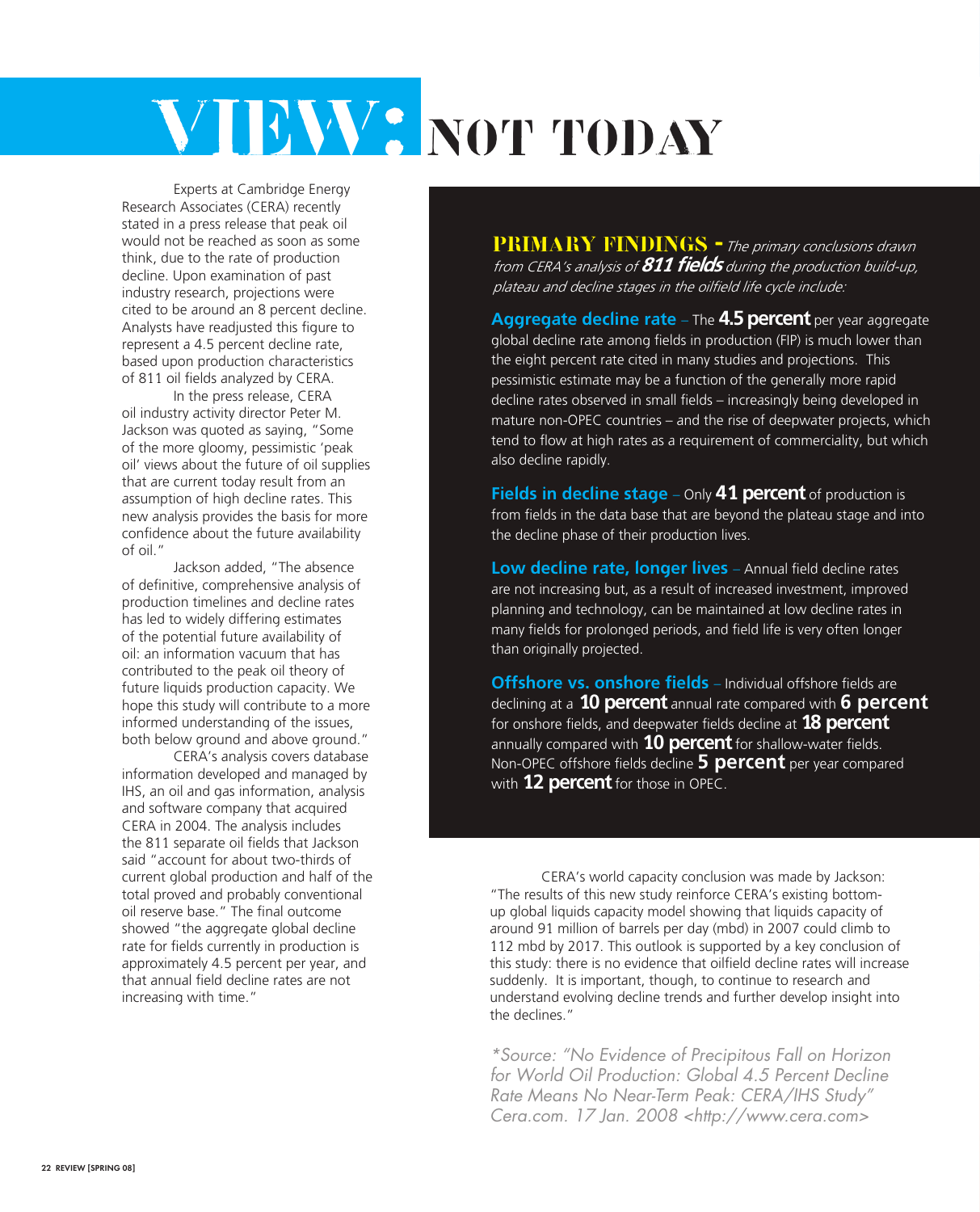# VIEW: NOT TODAY

Experts at Cambridge Energy Research Associates (CERA) recently stated in a press release that peak oil would not be reached as soon as some think, due to the rate of production decline. Upon examination of past industry research, projections were cited to be around an 8 percent decline. Analysts have readjusted this figure to represent a 4.5 percent decline rate, based upon production characteristics of 811 oil fields analyzed by CERA.

In the press release, CERA oil industry activity director Peter M. Jackson was quoted as saying, "Some of the more gloomy, pessimistic 'peak oil' views about the future of oil supplies that are current today result from an assumption of high decline rates. This new analysis provides the basis for more confidence about the future availability of oil."

Jackson added, "The absence of definitive, comprehensive analysis of production timelines and decline rates has led to widely differing estimates of the potential future availability of oil: an information vacuum that has contributed to the peak oil theory of future liquids production capacity. We hope this study will contribute to a more informed understanding of the issues, both below ground and above ground."

CERA's analysis covers database information developed and managed by IHS, an oil and gas information, analysis and software company that acquired CERA in 2004. The analysis includes the 811 separate oil fields that Jackson said "account for about two-thirds of current global production and half of the total proved and probably conventional oil reserve base." The final outcome showed "the aggregate global decline rate for fields currently in production is approximately 4.5 percent per year, and that annual field decline rates are not increasing with time."

**PRIMARY FINDINGS -** *The primary conclusions drawn from CERA's analysis of **811 fields** during the production build-up, plateau and decline stages in the oilfield life cycle include:*

**Aggregate decline rate** – The **4.5 percent** per year aggregate global decline rate among fields in production (FIP) is much lower than the eight percent rate cited in many studies and projections. This pessimistic estimate may be a function of the generally more rapid decline rates observed in small fields – increasingly being developed in mature non-OPEC countries – and the rise of deepwater projects, which tend to flow at high rates as a requirement of commerciality, but which also decline rapidly.

**Fields in decline stage** – Only **41 percent** of production is from fields in the data base that are beyond the plateau stage and into the decline phase of their production lives.

**Low decline rate, longer lives** – Annual field decline rates are not increasing but, as a result of increased investment, improved planning and technology, can be maintained at low decline rates in many fields for prolonged periods, and field life is very often longer than originally projected.

**Offshore vs. onshore fields** – Individual offshore fields are declining at a **10 percent** annual rate compared with **6 percent** for onshore fields, and deepwater fields decline at **18 percent** annually compared with **10 percent** for shallow-water fields. Non-OPEC offshore fields decline **5 percent** per year compared with **12 percent** for those in OPEC.

CERA's world capacity conclusion was made by Jackson: "The results of this new study reinforce CERA's existing bottom-up liquids capacity model showing that liquids capacity of around 91 million of barrels per day (mbd) in 2007 could climb to 112 mbd by 2017. This outlook is supported by a key conclusion of this study: there is no evidence that oilfield decline rates will increase suddenly. It is important, though, to continue to research and understand evolving decline trends and further develop insight into the declines."

*\*Source: "No Evidence of Precipitous Fall on Horizon for World Oil Production: Global 4.5 Percent Decline Rate Means No Near-Term Peak: CERA/IHS Study" Cera.com. 17 Jan. 2008 <http://www.cera.com>*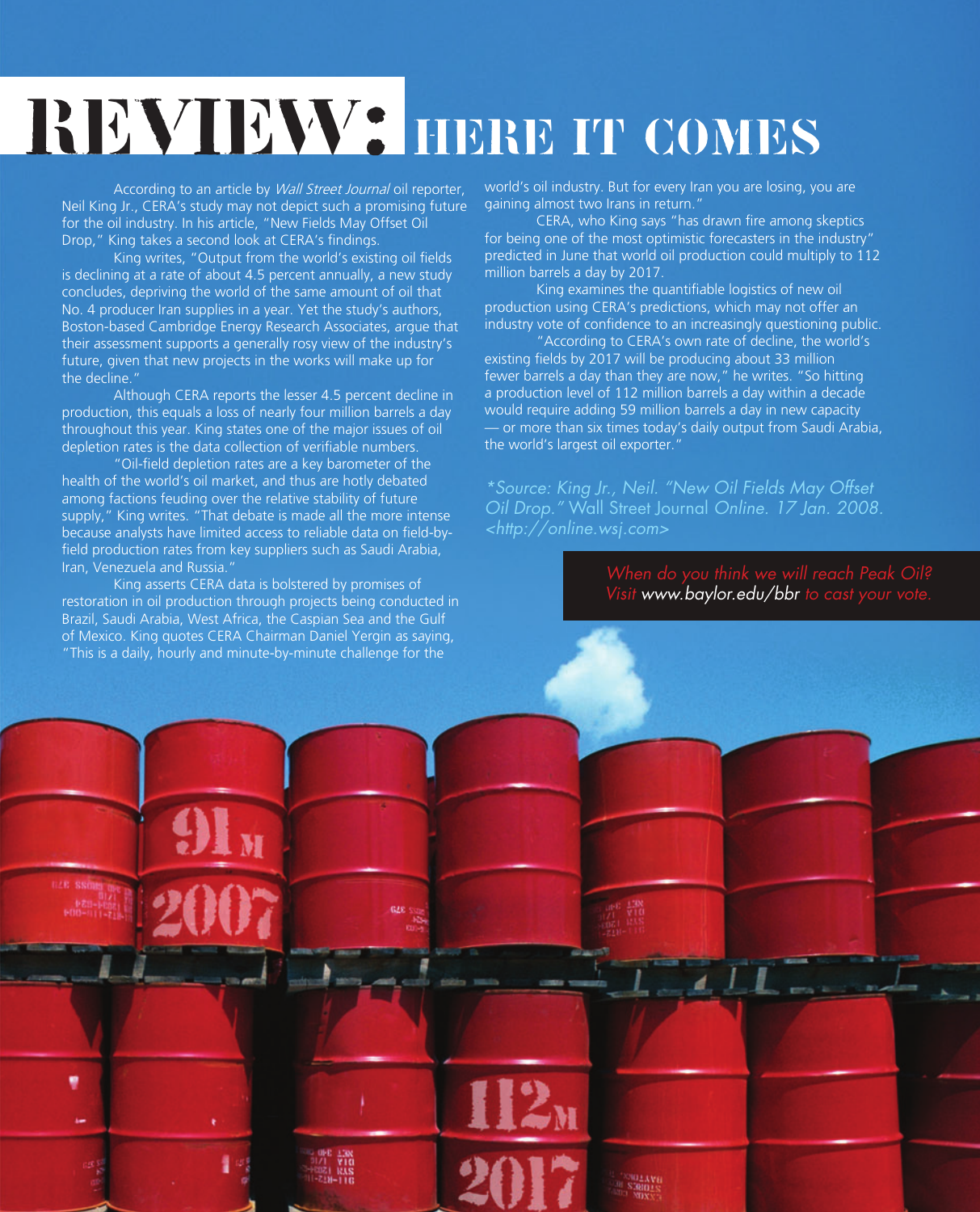# REVIEW: HERE IT COMES

According to an article by *Wall Street Journal* oil reporter, Neil King Jr., CERA's study may not depict such a promising future for the oil industry. In his article, "New Fields May Offset Oil Drop," King takes a second look at CERA's findings.

King writes, "Output from the world's existing oil fields is declining at a rate of about 4.5 percent annually, a new study concludes, depriving the world of the same amount of oil that No. 4 producer Iran supplies in a year. Yet the study's authors, Boston-based Cambridge Energy Research Associates, argue that their assessment supports a generally rosy view of the industry's future, given that new projects in the works will make up for the decline."

Although CERA reports the lesser 4.5 percent decline in production, this equals a loss of nearly four million barrels a day throughout this year. King states one of the major issues of oil depletion rates is the data collection of verifiable numbers.

"Oil-field depletion rates are a key barometer of the health of the world's oil market, and thus are hotly debated among factions feuding over the relative stability of future supply," King writes. "That debate is made all the more intense because analysts have limited access to reliable data on field-by-field production rates from key suppliers such as Saudi Arabia, Iran, Venezuela and Russia."

King asserts CERA data is bolstered by promises of restoration in oil production through projects being conducted in Brazil, Saudi Arabia, West Africa, the Caspian Sea and the Gulf of Mexico. King quotes CERA Chairman Daniel Yergin as saying, "This is a daily, hourly and minute-by-minute challenge for the world's oil industry. But for every Iran you are losing, you are gaining almost two Irans in return."

CERA, who King says "has drawn fire among skeptics for being one of the most optimistic forecasters in the industry" predicted in June that world oil production could multiply to 112 million barrels a day by 2017.

King examines the quantifiable logistics of new oil production using CERA's predictions, which may not offer an industry vote of confidence to an increasingly questioning public.

"According to CERA's own rate of decline, the world's existing fields by 2017 will be producing about 33 million fewer barrels a day than they are now," he writes. "So hitting a production level of 112 million barrels a day within a decade would require adding 59 million barrels a day in new capacity — or more than six times today's daily output from Saudi Arabia, the world's largest oil exporter."

*\*Source: King Jr., Neil. "New Oil Fields May Offset Oil Drop."* Wall Street Journal *Online. 17 Jan. 2008. <http://online.wsj.com>*

*When do you think we will reach Peak Oil? Visit* www.baylor.edu/bbr *to cast your vote.*